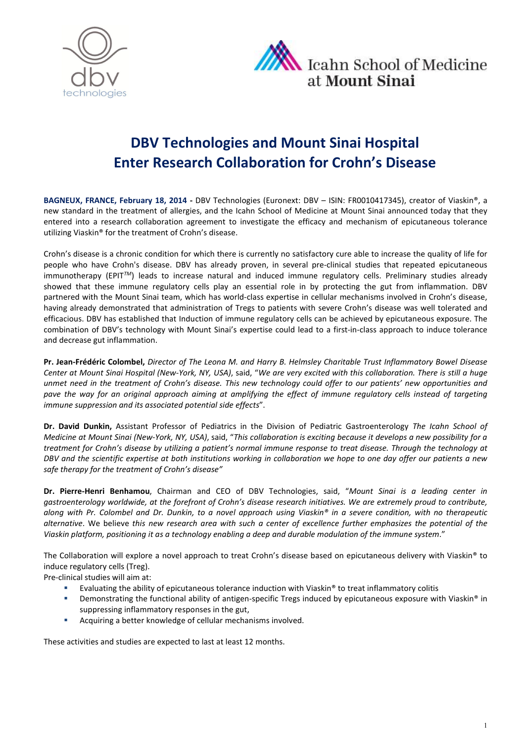# DBV Technologies and Mount Sinai Hospital Enter Research Collaboration for Crohn's Disease

**BAGNEUX, FRANCE, February 18, 2014 -** DBV Technologies (Euronext: DBV – ISIN: FR0010417345), creator of Viaskin®, a new standard in the treatment of allergies, and the Icahn School of Medicine at Mount Sinai announced today that they entered into a research collaboration agreement to investigate the efficacy and mechanism of epicutaneous tolerance utilizing Viaskin® for the treatment of Crohn's disease.

Crohn's disease is a chronic condition for which there is currently no satisfactory cure able to increase the quality of life for people who have Crohn's disease. DBV has already proven, in several pre-clinical studies that repeated epicutaneous immunotherapy (EPIT*TM*) leads to increase natural and induced immune regulatory cells. Preliminary studies already showed that these immune regulatory cells play an essential role in by protecting the gut from inflammation. DBV partnered with the Mount Sinai team, which has world-class expertise in cellular mechanisms involved in Crohn's disease, having already demonstrated that administration of Tregs to patients with severe Crohn's disease was well tolerated and efficacious. DBV has established that Induction of immune regulatory cells can be achieved by epicutaneous exposure. The combination of DBV's technology with Mount Sinai's expertise could lead to a first-in-class approach to induce tolerance and decrease gut inflammation.

**Pr. Jean-Frédéric Colombel,** *Director of The Leona M. and Harry B. Helmsley Charitable Trust Inflammatory Bowel Disease Center at Mount Sinai Hospital (New-York, NY, USA)*, said, "*We are very excited with this collaboration. There is still a huge unmet need in the treatment of Crohn's disease. This new technology could offer to our patients' new opportunities and pave the way for an original approach aiming at amplifying the effect of immune regulatory cells instead of targeting immune suppression and its associated potential side effects*".

**Dr. David Dunkin,** Assistant Professor of Pediatrics in the Division of Pediatric Gastroenterology *The Icahn School of Medicine at Mount Sinai (New-York, NY, USA)*, said, "*This collaboration is exciting because it develops a new possibility for a treatment for Crohn's disease by utilizing a patient's normal immune response to treat disease. Through the technology at DBV and the scientific expertise at both institutions working in collaboration we hope to one day offer our patients a new safe therapy for the treatment of Crohn's disease"*

**Dr. Pierre-Henri Benhamou**, Chairman and CEO of DBV Technologies, said, "*Mount Sinai is a leading center in gastroenterology worldwide, at the forefront of Crohn's disease research initiatives. We are extremely proud to contribute, along with Pr. Colombel and Dr. Dunkin, to a novel approach using Viaskin® in a severe condition, with no therapeutic alternative*. We believe *this new research area with such a center of excellence further emphasizes the potential of the Viaskin platform, positioning it as a technology enabling a deep and durable modulation of the immune system*."

The Collaboration will explore a novel approach to treat Crohn's disease based on epicutaneous delivery with Viaskin® to induce regulatory cells (Treg).

Pre-clinical studies will aim at:

- Evaluating the ability of epicutaneous tolerance induction with Viaskin® to treat inflammatory colitis
- Demonstrating the functional ability of antigen-specific Tregs induced by epicutaneous exposure with Viaskin® in suppressing inflammatory responses in the gut,
- Acquiring a better knowledge of cellular mechanisms involved.

These activities and studies are expected to last at least 12 months.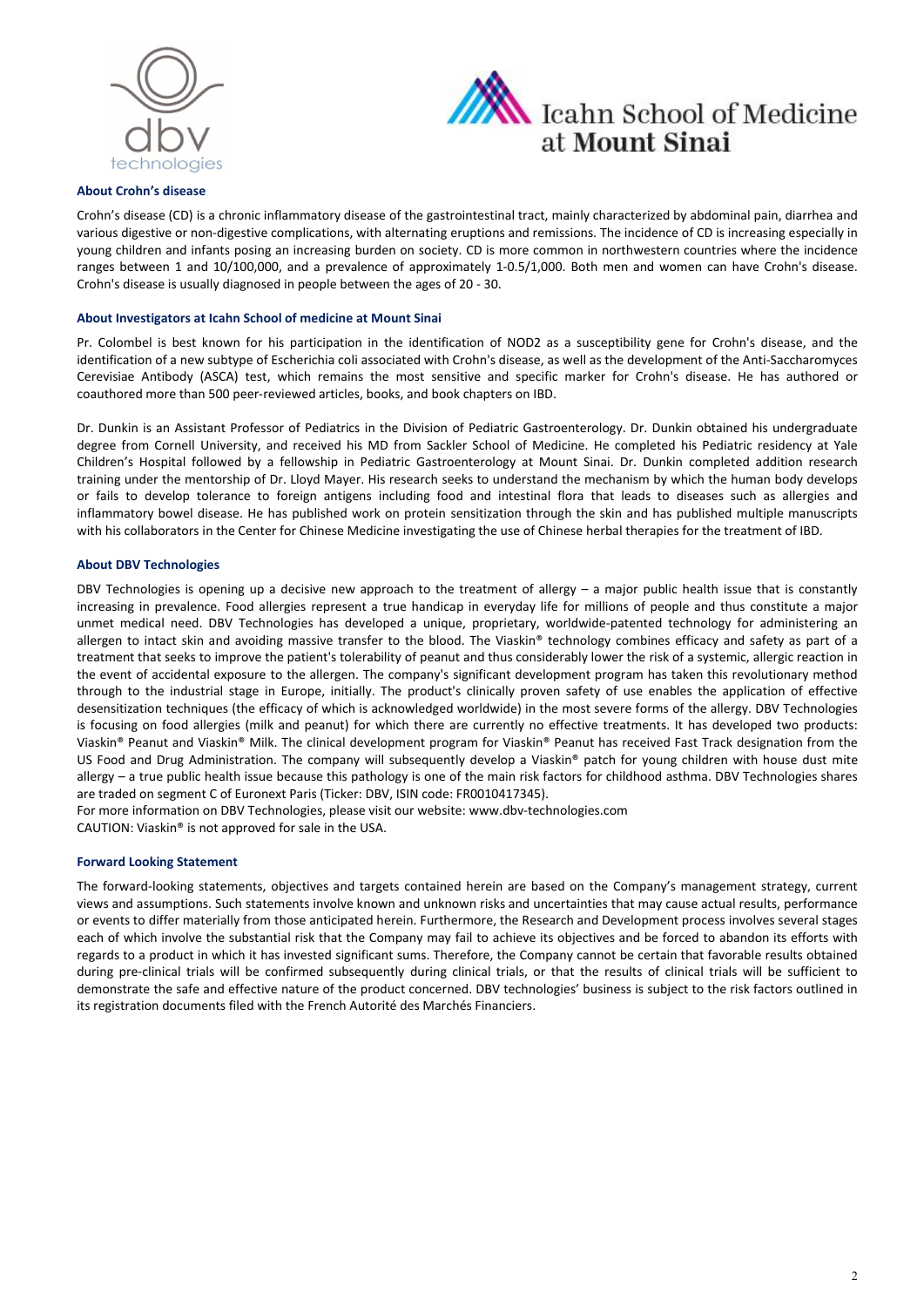## About Crohn's disease

Crohn's disease (CD) is a chronic inflammatory disease of the gastrointestinal tract, mainly characterized by abdominal pain, diarrhea and various digestive or non-digestive complications, with alternating eruptions and remissions. The incidence of CD is increasing especially in young children and infants posing an increasing burden on society. CD is more common in northwestern countries where the incidence ranges between 1 and 10/100,000, and a prevalence of approximately 1-0.5/1,000. Both men and women can have Crohn's disease. Crohn's disease is usually diagnosed in people between the ages of 20 - 30.

## About Investigators at Icahn School of medicine at Mount Sinai

Pr. Colombel is best known for his participation in the identification of NOD2 as a susceptibility gene for Crohn's disease, and the identification of a new subtype of Escherichia coli associated with Crohn's disease, as well as the development of the Anti-Saccharomyces Cerevisiae Antibody (ASCA) test, which remains the most sensitive and specific marker for Crohn's disease. He has authored or coauthored more than 500 peer-reviewed articles, books, and book chapters on IBD.

Dr. Dunkin is an Assistant Professor of Pediatrics in the Division of Pediatric Gastroenterology. Dr. Dunkin obtained his undergraduate degree from Cornell University, and received his MD from Sackler School of Medicine. He completed his Pediatric residency at Yale Children's Hospital followed by a fellowship in Pediatric Gastroenterology at Mount Sinai. Dr. Dunkin completed addition research training under the mentorship of Dr. Lloyd Mayer. His research seeks to understand the mechanism by which the human body develops or fails to develop tolerance to foreign antigens including food and intestinal flora that leads to diseases such as allergies and inflammatory bowel disease. He has published work on protein sensitization through the skin and has published multiple manuscripts with his collaborators in the Center for Chinese Medicine investigating the use of Chinese herbal therapies for the treatment of IBD.

## About DBV Technologies

DBV Technologies is opening up a decisive new approach to the treatment of allergy – a major public health issue that is constantly increasing in prevalence. Food allergies represent a true handicap in everyday life for millions of people and thus constitute a major unmet medical need. DBV Technologies has developed a unique, proprietary, worldwide-patented technology for administering an allergen to intact skin and avoiding massive transfer to the blood. The Viaskin® technology combines efficacy and safety as part of a treatment that seeks to improve the patient's tolerability of peanut and thus considerably lower the risk of a systemic, allergic reaction in the event of accidental exposure to the allergen. The company's significant development program has taken this revolutionary method through to the industrial stage in Europe, initially. The product's clinically proven safety of use enables the application of effective desensitization techniques (the efficacy of which is acknowledged worldwide) in the most severe forms of the allergy. DBV Technologies is focusing on food allergies (milk and peanut) for which there are currently no effective treatments. It has developed two products: Viaskin® Peanut and Viaskin® Milk. The clinical development program for Viaskin® Peanut has received Fast Track designation from the US Food and Drug Administration. The company will subsequently develop a Viaskin® patch for young children with house dust mite allergy – a true public health issue because this pathology is one of the main risk factors for childhood asthma. DBV Technologies shares are traded on segment C of Euronext Paris (Ticker: DBV, ISIN code: FR0010417345).

For more information on DBV Technologies, please visit our website: www.dbv-technologies.com

CAUTION: Viaskin® is not approved for sale in the USA.

## Forward Looking Statement

The forward-looking statements, objectives and targets contained herein are based on the Company's management strategy, current views and assumptions. Such statements involve known and unknown risks and uncertainties that may cause actual results, performance or events to differ materially from those anticipated herein. Furthermore, the Research and Development process involves several stages each of which involve the substantial risk that the Company may fail to achieve its objectives and be forced to abandon its efforts with regards to a product in which it has invested significant sums. Therefore, the Company cannot be certain that favorable results obtained during pre-clinical trials will be confirmed subsequently during clinical trials, or that the results of clinical trials will be sufficient to demonstrate the safe and effective nature of the product concerned. DBV technologies' business is subject to the risk factors outlined in its registration documents filed with the French Autorité des Marchés Financiers.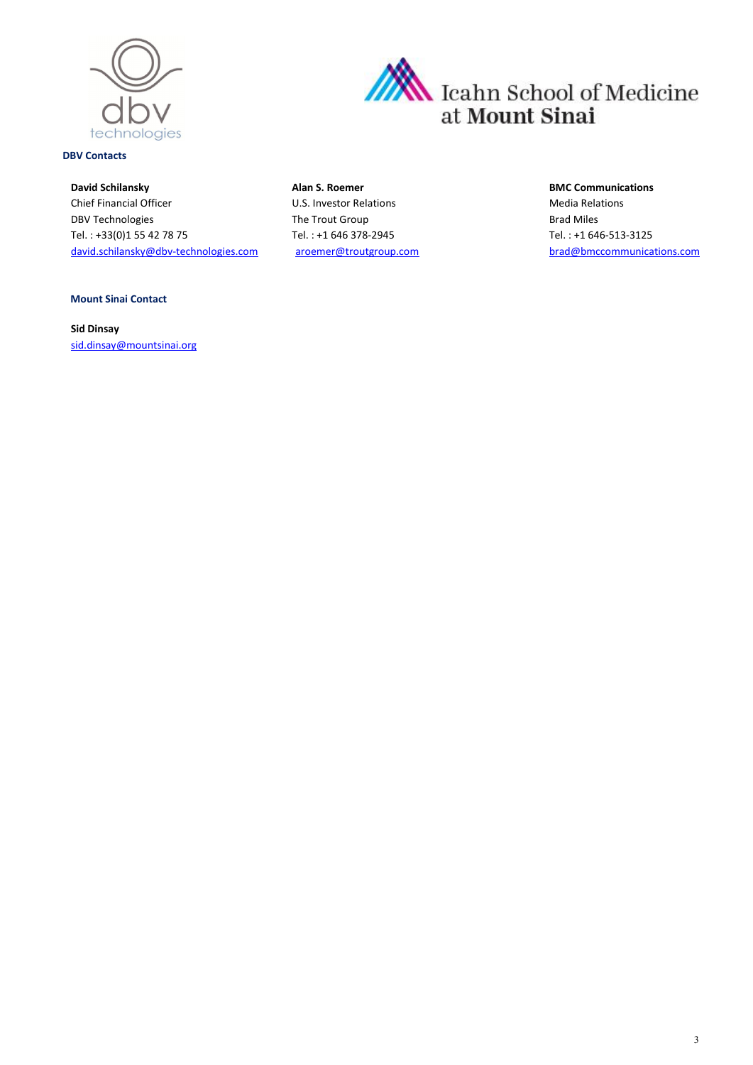**DBV Contacts**

**David Schilansky**
Chief Financial Officer
DBV Technologies
Tel. : +33(0)1 55 42 78 75
david.schilansky@dbv-technologies.com

**Alan S. Roemer**
U.S. Investor Relations
The Trout Group
Tel. : +1 646 378-2945
aroemer@troutgroup.com

**BMC Communications**
Media Relations
Brad Miles
Tel. : +1 646-513-3125
brad@bmccommunications.com

**Mount Sinai Contact**

**Sid Dinsay**
sid.dinsay@mountsinai.org